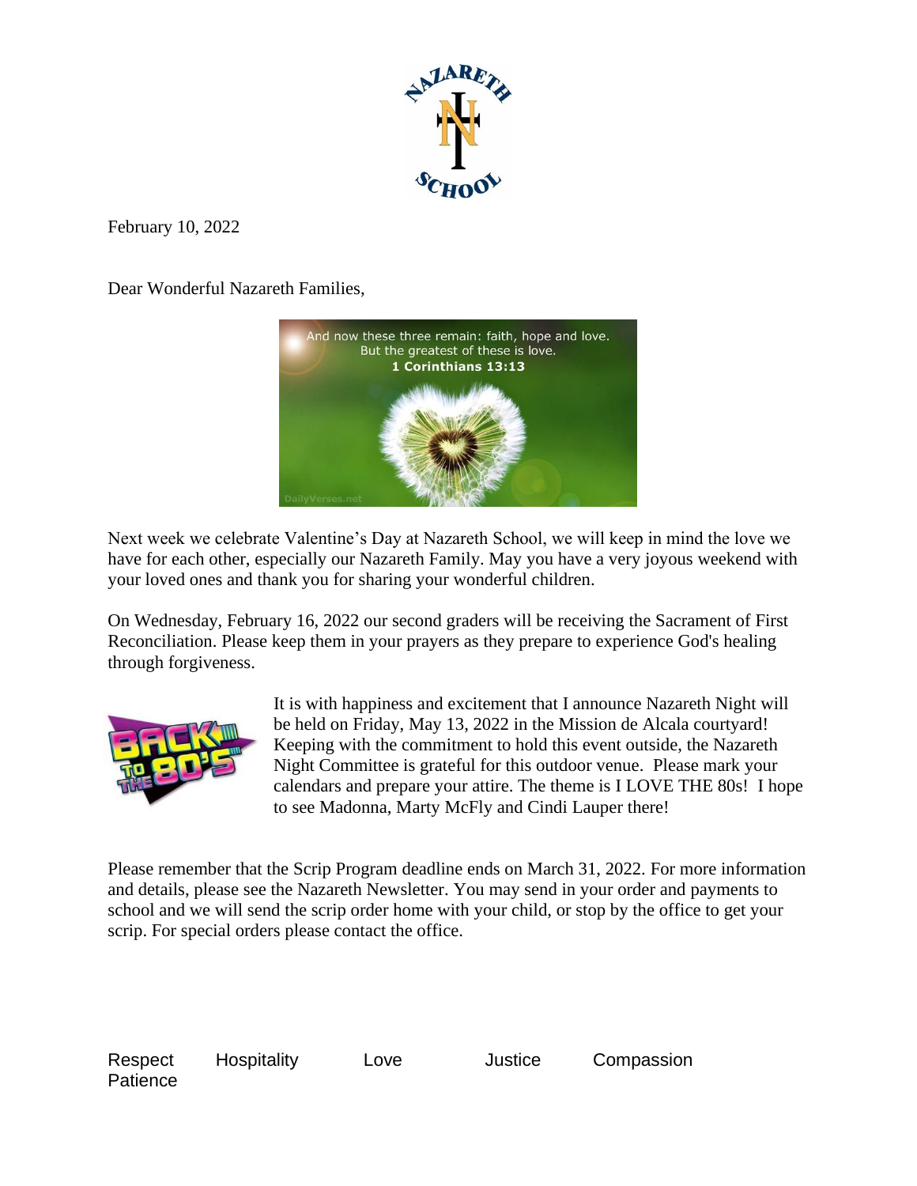February 10, 2022

Dear Wonderful Nazareth Families,

Next week we celebrate Valentine's Day at Nazareth School, we will keep in mind the love we have for each other, especially our Nazareth Family. May you have a very joyous weekend with your loved ones and thank you for sharing your wonderful children.

On Wednesday, February 16, 2022 our second graders will be receiving the Sacrament of First Reconciliation. Please keep them in your prayers as they prepare to experience God's healing through forgiveness.

It is with happiness and excitement that I announce Nazareth Night will be held on Friday, May 13, 2022 in the Mission de Alcala courtyard! Keeping with the commitment to hold this event outside, the Nazareth Night Committee is grateful for this outdoor venue. Please mark your calendars and prepare your attire. The theme is I LOVE THE 80s! I hope to see Madonna, Marty McFly and Cindi Lauper there!

Please remember that the Scrip Program deadline ends on March 31, 2022. For more information and details, please see the Nazareth Newsletter. You may send in your order and payments to school and we will send the scrip order home with your child, or stop by the office to get your scrip. For special orders please contact the office.

Respect Hospitality Love Justice Compassion Patience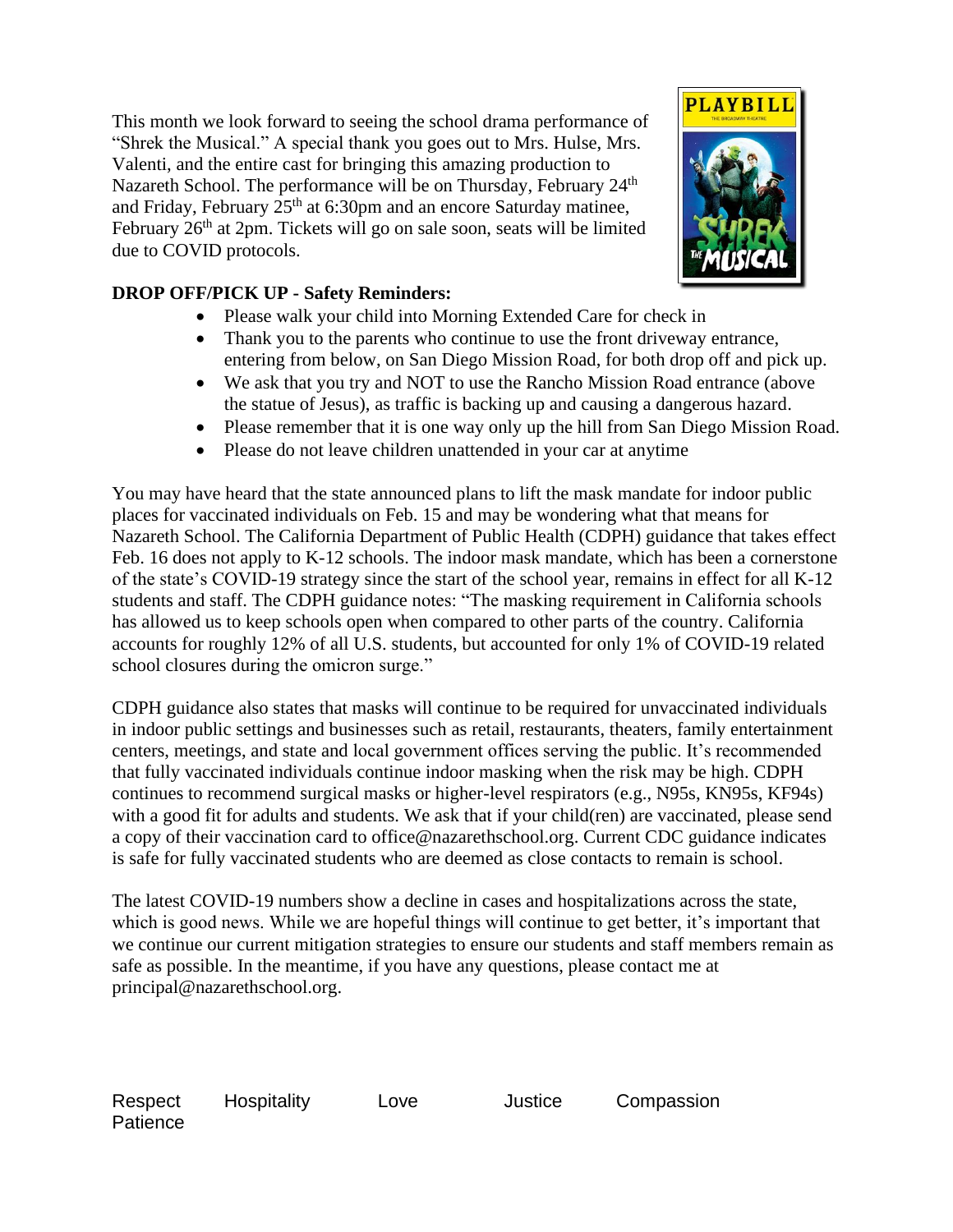This month we look forward to seeing the school drama performance of "Shrek the Musical." A special thank you goes out to Mrs. Hulse, Mrs. Valenti, and the entire cast for bringing this amazing production to Nazareth School. The performance will be on Thursday, February 24th and Friday, February 25th at 6:30pm and an encore Saturday matinee, February 26th at 2pm. Tickets will go on sale soon, seats will be limited due to COVID protocols.

**DROP OFF/PICK UP - Safety Reminders:**

- Please walk your child into Morning Extended Care for check in
- Thank you to the parents who continue to use the front driveway entrance, entering from below, on San Diego Mission Road, for both drop off and pick up.
- We ask that you try and NOT to use the Rancho Mission Road entrance (above the statue of Jesus), as traffic is backing up and causing a dangerous hazard.
- Please remember that it is one way only up the hill from San Diego Mission Road.
- Please do not leave children unattended in your car at anytime

You may have heard that the state announced plans to lift the mask mandate for indoor public places for vaccinated individuals on Feb. 15 and may be wondering what that means for Nazareth School. The California Department of Public Health (CDPH) guidance that takes effect Feb. 16 does not apply to K-12 schools. The indoor mask mandate, which has been a cornerstone of the state's COVID-19 strategy since the start of the school year, remains in effect for all K-12 students and staff. The CDPH guidance notes: "The masking requirement in California schools has allowed us to keep schools open when compared to other parts of the country. California accounts for roughly 12% of all U.S. students, but accounted for only 1% of COVID-19 related school closures during the omicron surge."

CDPH guidance also states that masks will continue to be required for unvaccinated individuals in indoor public settings and businesses such as retail, restaurants, theaters, family entertainment centers, meetings, and state and local government offices serving the public. It's recommended that fully vaccinated individuals continue indoor masking when the risk may be high. CDPH continues to recommend surgical masks or higher-level respirators (e.g., N95s, KN95s, KF94s) with a good fit for adults and students. We ask that if your child(ren) are vaccinated, please send a copy of their vaccination card to office@nazarethschool.org. Current CDC guidance indicates is safe for fully vaccinated students who are deemed as close contacts to remain is school.

The latest COVID-19 numbers show a decline in cases and hospitalizations across the state, which is good news. While we are hopeful things will continue to get better, it's important that we continue our current mitigation strategies to ensure our students and staff members remain as safe as possible. In the meantime, if you have any questions, please contact me at principal@nazarethschool.org.

Respect Hospitality Love Justice Compassion Patience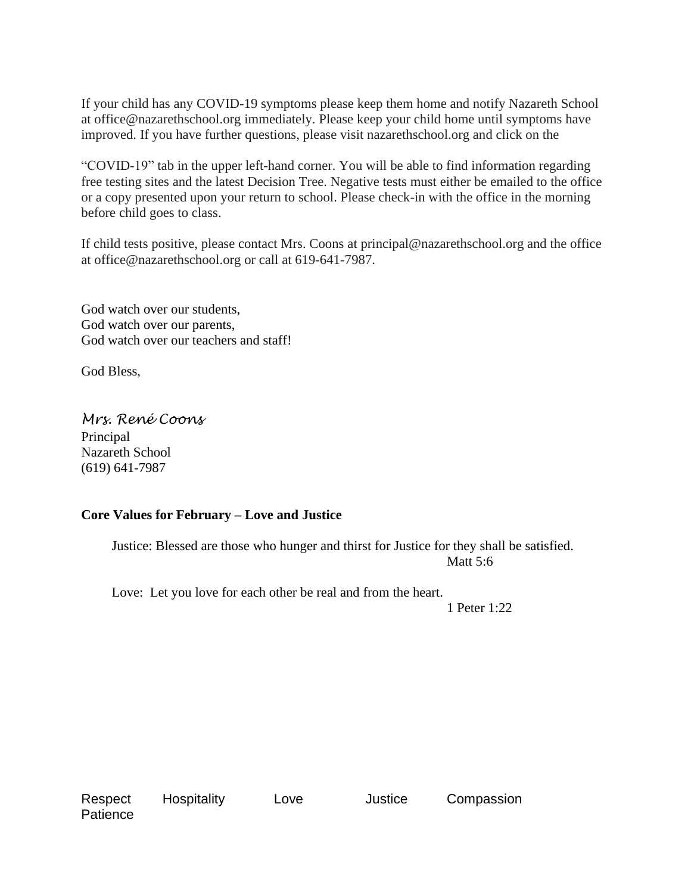If your child has any COVID-19 symptoms please keep them home and notify Nazareth School at office@nazarethschool.org immediately. Please keep your child home until symptoms have improved. If you have further questions, please visit nazarethschool.org and click on the

"COVID-19" tab in the upper left-hand corner. You will be able to find information regarding free testing sites and the latest Decision Tree. Negative tests must either be emailed to the office or a copy presented upon your return to school. Please check-in with the office in the morning before child goes to class.

If child tests positive, please contact Mrs. Coons at principal@nazarethschool.org and the office at office@nazarethschool.org or call at 619-641-7987.

God watch over our students,
God watch over our parents,
God watch over our teachers and staff!

God Bless,

*Mrs. René Coons*
Principal
Nazareth School
(619) 641-7987

**Core Values for February – Love and Justice**

Justice: Blessed are those who hunger and thirst for Justice for they shall be satisfied.
Matt 5:6

Love: Let you love for each other be real and from the heart.
1 Peter 1:22

Respect Hospitality Love Justice Compassion
Patience